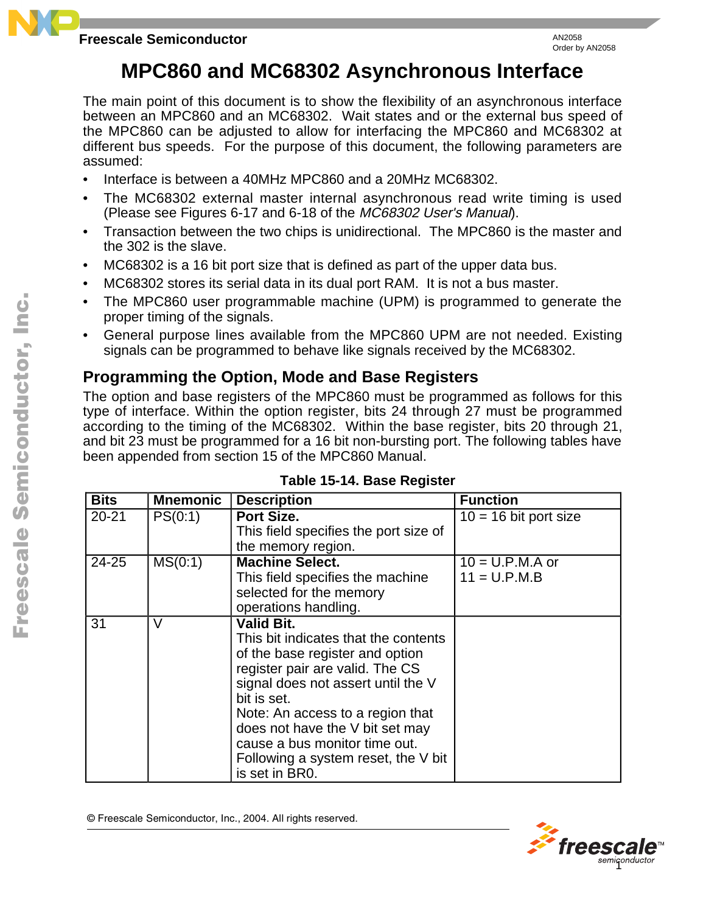Freescale Semiconductor

AN2058
Order by AN2058

# MPC860 and MC68302 Asynchronous Interface

The main point of this document is to show the flexibility of an asynchronous interface between an MPC860 and an MC68302. Wait states and or the external bus speed of the MPC860 can be adjusted to allow for interfacing the MPC860 and MC68302 at different bus speeds. For the purpose of this document, the following parameters are assumed:

- Interface is between a 40MHz MPC860 and a 20MHz MC68302.
- The MC68302 external master internal asynchronous read write timing is used (Please see Figures 6-17 and 6-18 of the *MC68302 User's Manual*).
- Transaction between the two chips is unidirectional. The MPC860 is the master and the 302 is the slave.
- MC68302 is a 16 bit port size that is defined as part of the upper data bus.
- MC68302 stores its serial data in its dual port RAM. It is not a bus master.
- The MPC860 user programmable machine (UPM) is programmed to generate the proper timing of the signals.
- General purpose lines available from the MPC860 UPM are not needed. Existing signals can be programmed to behave like signals received by the MC68302.

## Programming the Option, Mode and Base Registers

The option and base registers of the MPC860 must be programmed as follows for this type of interface. Within the option register, bits 24 through 27 must be programmed according to the timing of the MC68302. Within the base register, bits 20 through 21, and bit 23 must be programmed for a 16 bit non-bursting port. The following tables have been appended from section 15 of the MPC860 Manual.

**Table 15-14. Base Register**

| Bits | Mnemonic | Description | Function |
|---|---|---|---|
| 20-21 | PS(0:1) | **Port Size.** This field specifies the port size of the memory region. | 10 = 16 bit port size |
| 24-25 | MS(0:1) | **Machine Select.** This field specifies the machine selected for the memory operations handling. | 10 = U.P.M.A or 11 = U.P.M.B |
| 31 | V | **Valid Bit.** This bit indicates that the contents of the base register and option register pair are valid. The CS signal does not assert until the V bit is set. Note: An access to a region that does not have the V bit set may cause a bus monitor time out. Following a system reset, the V bit is set in BR0. | |

© Freescale Semiconductor, Inc., 2004. All rights reserved.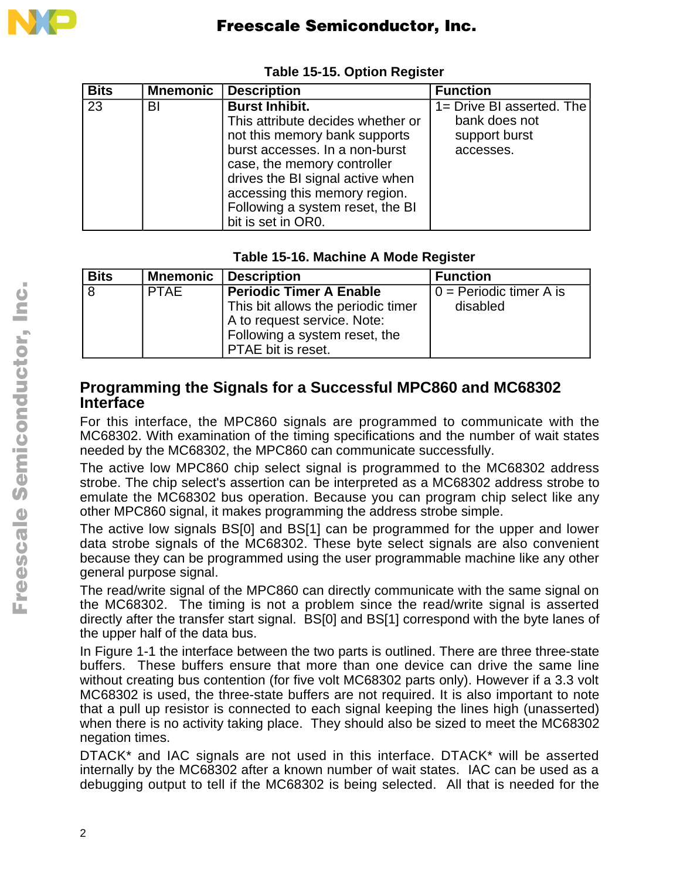**Table 15-15. Option Register**

| Bits | Mnemonic | Description | Function |
|---|---|---|---|
| 23 | BI | **Burst Inhibit.** This attribute decides whether or not this memory bank supports burst accesses. In a non-burst case, the memory controller drives the BI signal active when accessing this memory region. Following a system reset, the BI bit is set in OR0. | 1= Drive BI asserted. The bank does not support burst accesses. |

**Table 15-16. Machine A Mode Register**

| Bits | Mnemonic | Description | Function |
|---|---|---|---|
| 8 | PTAE | **Periodic Timer A Enable** This bit allows the periodic timer A to request service. Note: Following a system reset, the PTAE bit is reset. | 0 = Periodic timer A is disabled |

## Programming the Signals for a Successful MPC860 and MC68302 Interface

For this interface, the MPC860 signals are programmed to communicate with the MC68302. With examination of the timing specifications and the number of wait states needed by the MC68302, the MPC860 can communicate successfully.

The active low MPC860 chip select signal is programmed to the MC68302 address strobe. The chip select's assertion can be interpreted as a MC68302 address strobe to emulate the MC68302 bus operation. Because you can program chip select like any other MPC860 signal, it makes programming the address strobe simple.

The active low signals BS[0] and BS[1] can be programmed for the upper and lower data strobe signals of the MC68302. These byte select signals are also convenient because they can be programmed using the user programmable machine like any other general purpose signal.

The read/write signal of the MPC860 can directly communicate with the same signal on the MC68302. The timing is not a problem since the read/write signal is asserted directly after the transfer start signal. BS[0] and BS[1] correspond with the byte lanes of the upper half of the data bus.

In Figure 1-1 the interface between the two parts is outlined. There are three three-state buffers. These buffers ensure that more than one device can drive the same line without creating bus contention (for five volt MC68302 parts only). However if a 3.3 volt MC68302 is used, the three-state buffers are not required. It is also important to note that a pull up resistor is connected to each signal keeping the lines high (unasserted) when there is no activity taking place. They should also be sized to meet the MC68302 negation times.

DTACK* and IAC signals are not used in this interface. DTACK* will be asserted internally by the MC68302 after a known number of wait states. IAC can be used as a debugging output to tell if the MC68302 is being selected. All that is needed for the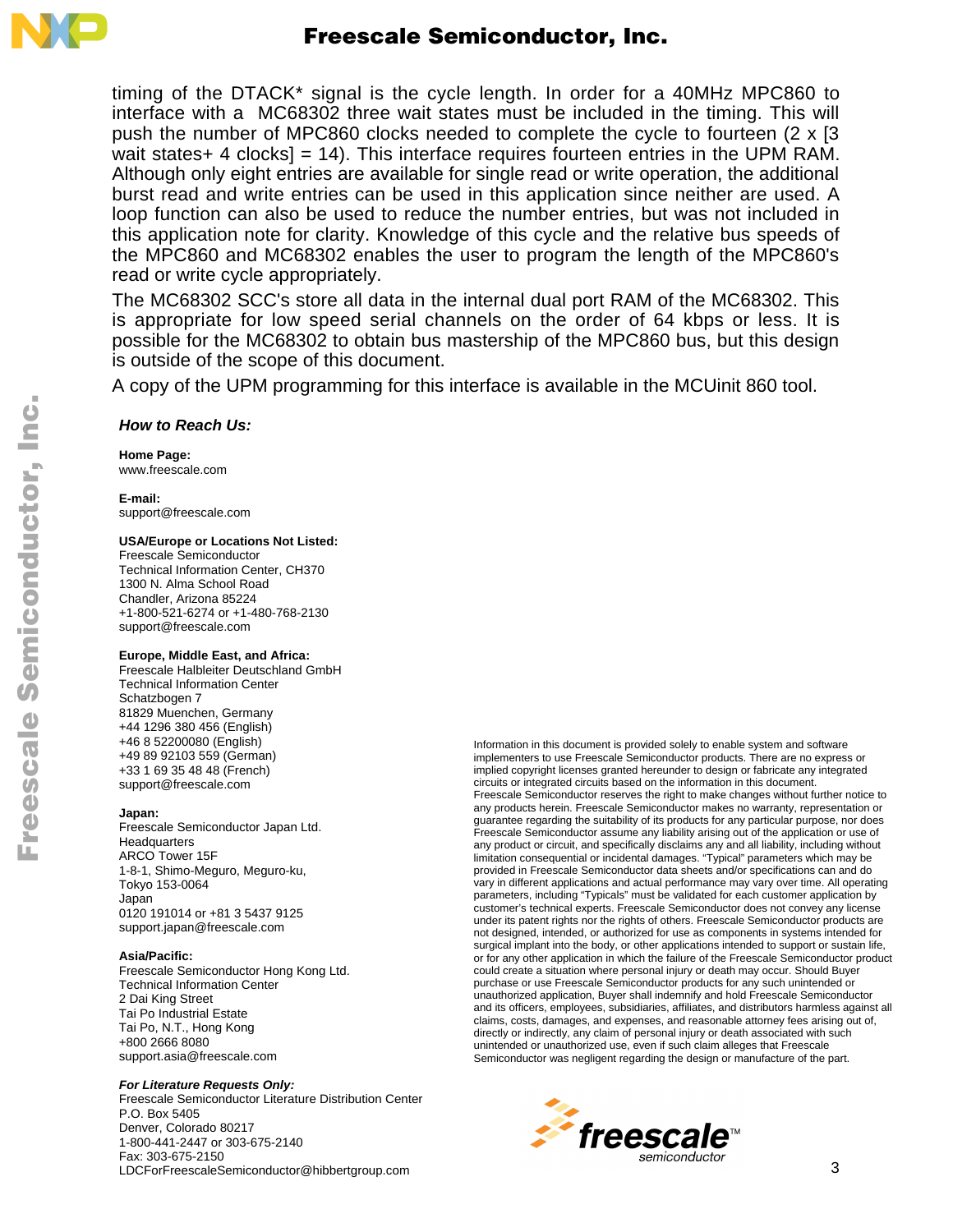timing of the DTACK* signal is the cycle length. In order for a 40MHz MPC860 to interface with a MC68302 three wait states must be included in the timing. This will push the number of MPC860 clocks needed to complete the cycle to fourteen (2 x [3 wait states+ 4 clocks] = 14). This interface requires fourteen entries in the UPM RAM. Although only eight entries are available for single read or write operation, the additional burst read and write entries can be used in this application since neither are used. A loop function can also be used to reduce the number entries, but was not included in this application note for clarity. Knowledge of this cycle and the relative bus speeds of the MPC860 and MC68302 enables the user to program the length of the MPC860's read or write cycle appropriately.

The MC68302 SCC's store all data in the internal dual port RAM of the MC68302. This is appropriate for low speed serial channels on the order of 64 kbps or less. It is possible for the MC68302 to obtain bus mastership of the MPC860 bus, but this design is outside of the scope of this document.

A copy of the UPM programming for this interface is available in the MCUinit 860 tool.

### *How to Reach Us:*

**Home Page:**
www.freescale.com

**E-mail:**
support@freescale.com

**USA/Europe or Locations Not Listed:**
Freescale Semiconductor
Technical Information Center, CH370
1300 N. Alma School Road
Chandler, Arizona 85224
+1-800-521-6274 or +1-480-768-2130
support@freescale.com

**Europe, Middle East, and Africa:**
Freescale Halbleiter Deutschland GmbH
Technical Information Center
Schatzbogen 7
81829 Muenchen, Germany
+44 1296 380 456 (English)
+46 8 52200080 (English)
+49 89 92103 559 (German)
+33 1 69 35 48 48 (French)
support@freescale.com

**Japan:**
Freescale Semiconductor Japan Ltd.
Headquarters
ARCO Tower 15F
1-8-1, Shimo-Meguro, Meguro-ku,
Tokyo 153-0064
Japan
0120 191014 or +81 3 5437 9125
support.japan@freescale.com

**Asia/Pacific:**
Freescale Semiconductor Hong Kong Ltd.
Technical Information Center
2 Dai King Street
Tai Po Industrial Estate
Tai Po, N.T., Hong Kong
+800 2666 8080
support.asia@freescale.com

***For Literature Requests Only:***
Freescale Semiconductor Literature Distribution Center
P.O. Box 5405
Denver, Colorado 80217
1-800-441-2447 or 303-675-2140
Fax: 303-675-2150
LDCForFreescaleSemiconductor@hibbertgroup.com

Information in this document is provided solely to enable system and software implementers to use Freescale Semiconductor products. There are no express or implied copyright licenses granted hereunder to design or fabricate any integrated circuits or integrated circuits based on the information in this document.
Freescale Semiconductor reserves the right to make changes without further notice to any products herein. Freescale Semiconductor makes no warranty, representation or guarantee regarding the suitability of its products for any particular purpose, nor does Freescale Semiconductor assume any liability arising out of the application or use of any product or circuit, and specifically disclaims any and all liability, including without limitation consequential or incidental damages. "Typical" parameters which may be provided in Freescale Semiconductor data sheets and/or specifications can and do vary in different applications and actual performance may vary over time. All operating parameters, including "Typicals" must be validated for each customer application by customer's technical experts. Freescale Semiconductor does not convey any license under its patent rights nor the rights of others. Freescale Semiconductor products are not designed, intended, or authorized for use as components in systems intended for surgical implant into the body, or other applications intended to support or sustain life, or for any other application in which the failure of the Freescale Semiconductor product could create a situation where personal injury or death may occur. Should Buyer purchase or use Freescale Semiconductor products for any such unintended or unauthorized application, Buyer shall indemnify and hold Freescale Semiconductor and its officers, employees, subsidiaries, affiliates, and distributors harmless against all claims, costs, damages, and expenses, and reasonable attorney fees arising out of, directly or indirectly, any claim of personal injury or death associated with such unintended or unauthorized use, even if such claim alleges that Freescale Semiconductor was negligent regarding the design or manufacture of the part.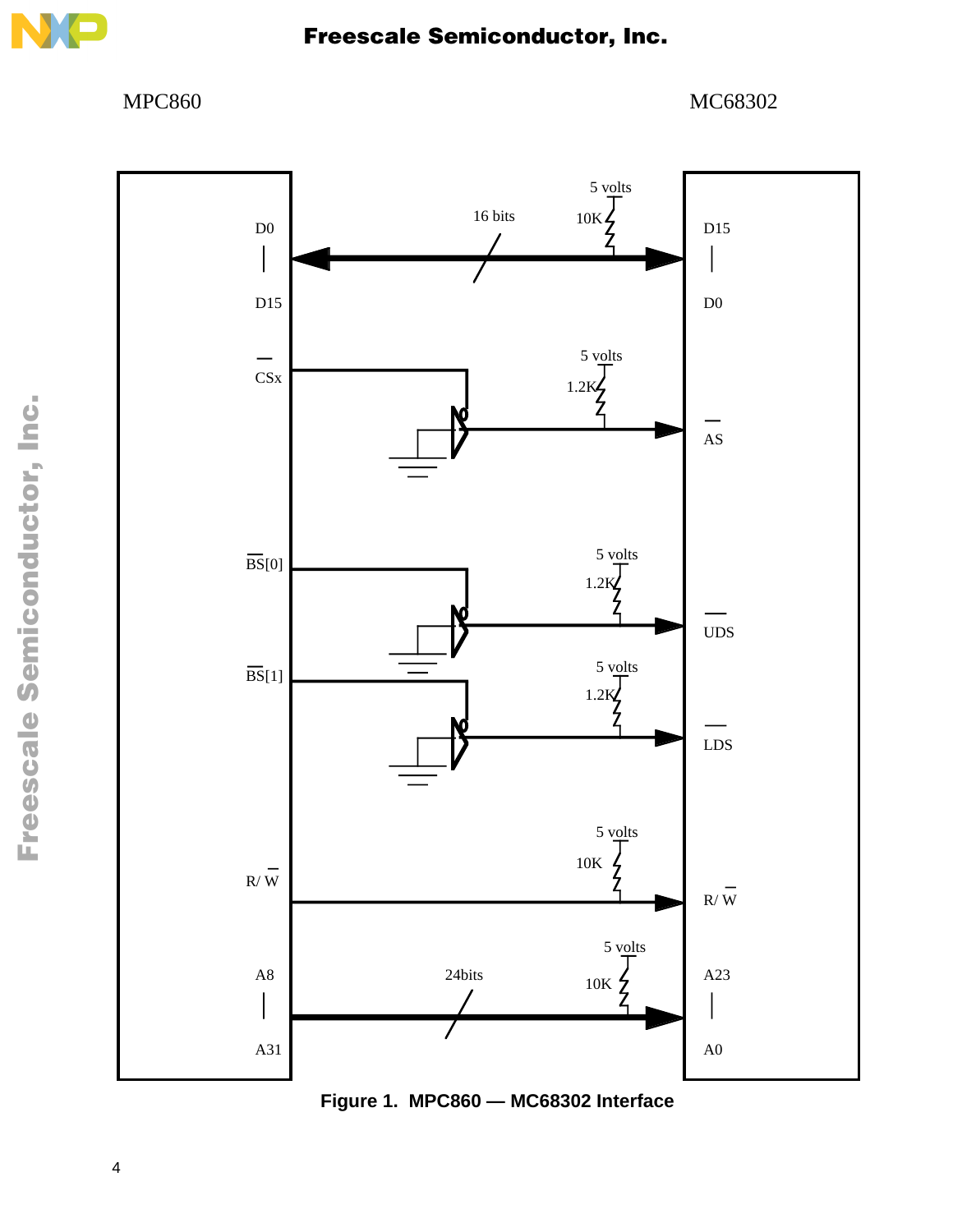MPC860

MC68302

D0
D15

16 bits

5 volts
10K

D15
D0

CSx

5 volts
1.2K

AS

BS[0]

5 volts
1.2K

UDS

BS[1]

5 volts
1.2K

LDS

R/ W

5 volts
10K

R/ W

A8
A31

24bits

5 volts
10K

A23
A0

**Figure 1. MPC860 — MC68302 Interface**